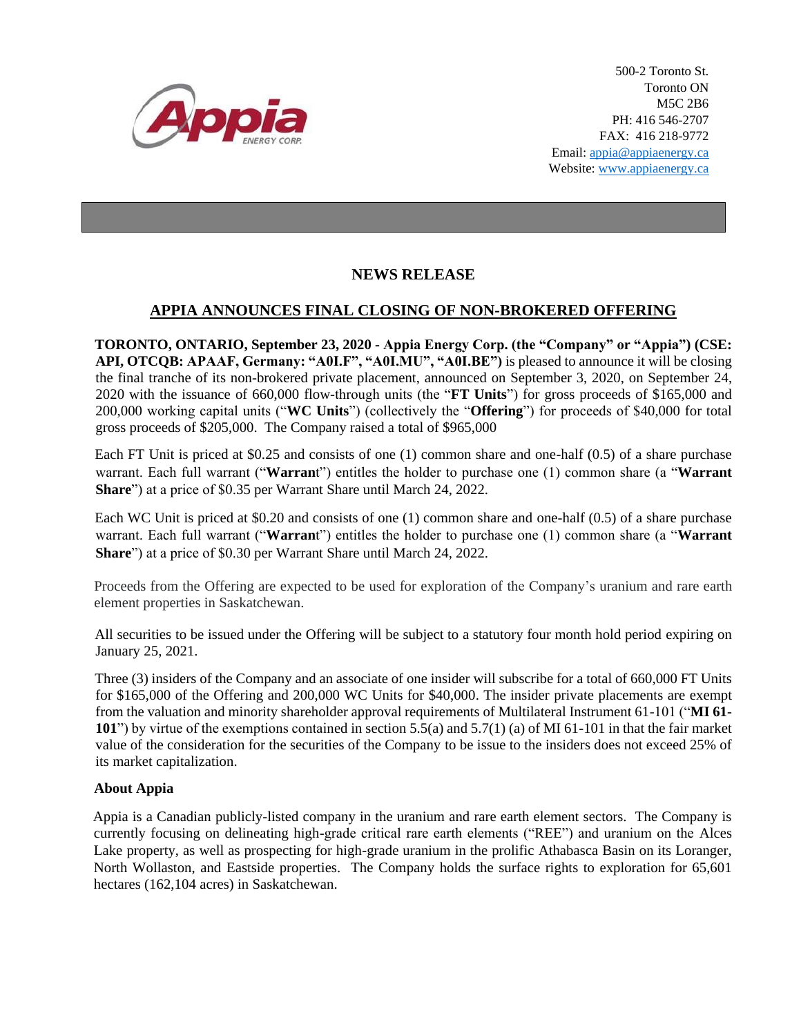500-2 Toronto St.
Toronto ON
M5C 2B6
PH: 416 546-2707
FAX: 416 218-9772
Email: appia@appiaenergy.ca
Website: www.appiaenergy.ca

## NEWS RELEASE

## APPIA ANNOUNCES FINAL CLOSING OF NON-BROKERED OFFERING

**TORONTO, ONTARIO, September 23, 2020 - Appia Energy Corp. (the "Company" or "Appia") (CSE: API, OTCQB: APAAF, Germany: "A0I.F", "A0I.MU", "A0I.BE")** is pleased to announce it will be closing the final tranche of its non-brokered private placement, announced on September 3, 2020, on September 24, 2020 with the issuance of 660,000 flow-through units (the "**FT Units**") for gross proceeds of $165,000 and 200,000 working capital units ("**WC Units**") (collectively the "**Offering**") for proceeds of $40,000 for total gross proceeds of $205,000. The Company raised a total of $965,000

Each FT Unit is priced at $0.25 and consists of one (1) common share and one-half (0.5) of a share purchase warrant. Each full warrant ("**Warrant**") entitles the holder to purchase one (1) common share (a "**Warrant Share**") at a price of $0.35 per Warrant Share until March 24, 2022.

Each WC Unit is priced at $0.20 and consists of one (1) common share and one-half (0.5) of a share purchase warrant. Each full warrant ("**Warrant**") entitles the holder to purchase one (1) common share (a "**Warrant Share**") at a price of $0.30 per Warrant Share until March 24, 2022.

Proceeds from the Offering are expected to be used for exploration of the Company's uranium and rare earth element properties in Saskatchewan.

All securities to be issued under the Offering will be subject to a statutory four month hold period expiring on January 25, 2021.

Three (3) insiders of the Company and an associate of one insider will subscribe for a total of 660,000 FT Units for $165,000 of the Offering and 200,000 WC Units for $40,000. The insider private placements are exempt from the valuation and minority shareholder approval requirements of Multilateral Instrument 61-101 ("**MI 61-101**") by virtue of the exemptions contained in section 5.5(a) and 5.7(1) (a) of MI 61-101 in that the fair market value of the consideration for the securities of the Company to be issue to the insiders does not exceed 25% of its market capitalization.

### About Appia

Appia is a Canadian publicly-listed company in the uranium and rare earth element sectors. The Company is currently focusing on delineating high-grade critical rare earth elements ("REE") and uranium on the Alces Lake property, as well as prospecting for high-grade uranium in the prolific Athabasca Basin on its Loranger, North Wollaston, and Eastside properties. The Company holds the surface rights to exploration for 65,601 hectares (162,104 acres) in Saskatchewan.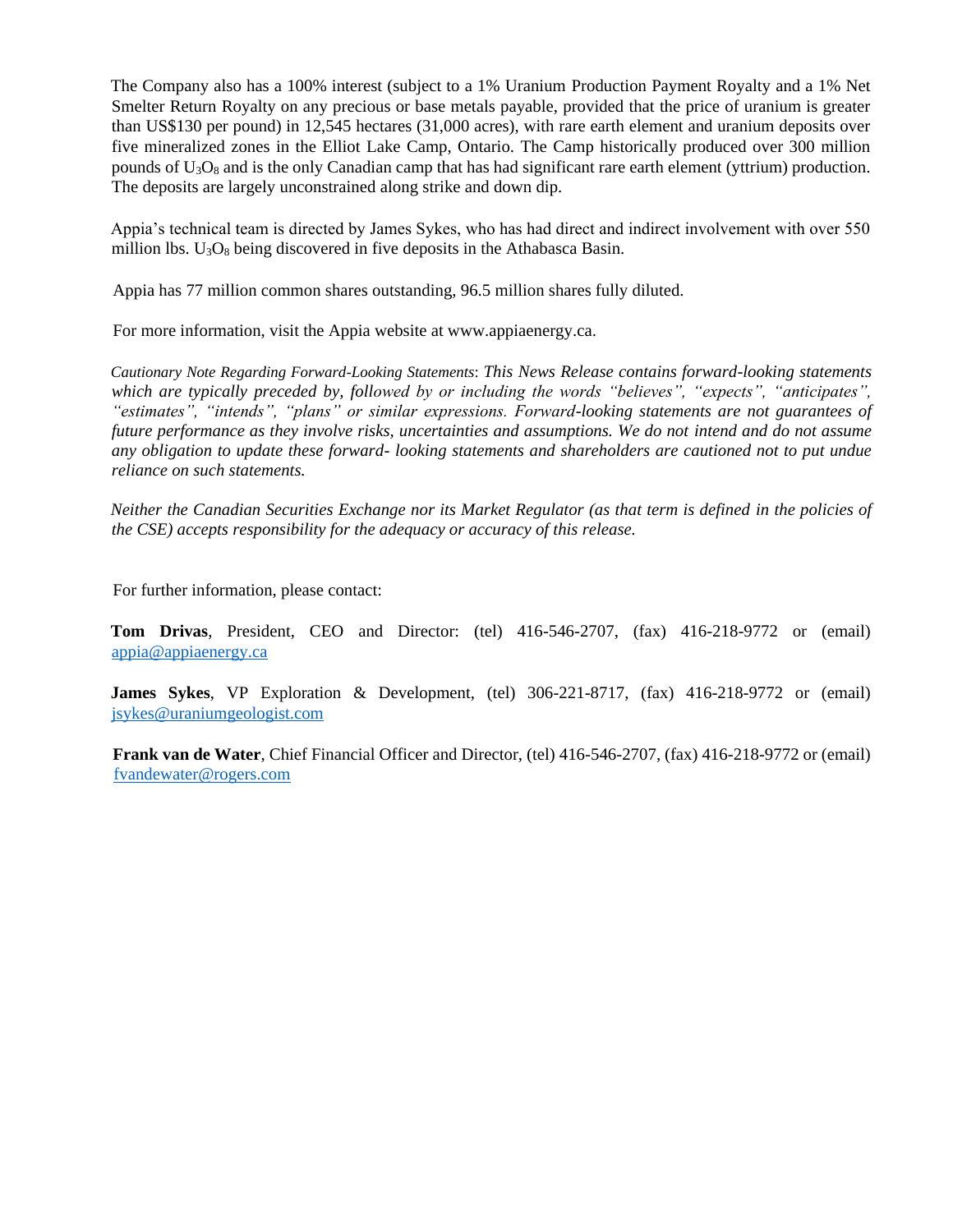The Company also has a 100% interest (subject to a 1% Uranium Production Payment Royalty and a 1% Net Smelter Return Royalty on any precious or base metals payable, provided that the price of uranium is greater than US$130 per pound) in 12,545 hectares (31,000 acres), with rare earth element and uranium deposits over five mineralized zones in the Elliot Lake Camp, Ontario. The Camp historically produced over 300 million pounds of $U_3O_8$ and is the only Canadian camp that has had significant rare earth element (yttrium) production. The deposits are largely unconstrained along strike and down dip.

Appia's technical team is directed by James Sykes, who has had direct and indirect involvement with over 550 million lbs. $U_3O_8$ being discovered in five deposits in the Athabasca Basin.

Appia has 77 million common shares outstanding, 96.5 million shares fully diluted.

For more information, visit the Appia website at www.appiaenergy.ca.

*Cautionary Note Regarding Forward-Looking Statements*: *This News Release contains forward-looking statements which are typically preceded by, followed by or including the words "believes", "expects", "anticipates", "estimates", "intends", "plans" or similar expressions. Forward-looking statements are not guarantees of future performance as they involve risks, uncertainties and assumptions. We do not intend and do not assume any obligation to update these forward- looking statements and shareholders are cautioned not to put undue reliance on such statements.*

*Neither the Canadian Securities Exchange nor its Market Regulator (as that term is defined in the policies of the CSE) accepts responsibility for the adequacy or accuracy of this release.*

For further information, please contact:

**Tom Drivas**, President, CEO and Director: (tel) 416-546-2707, (fax) 416-218-9772 or (email) appia@appiaenergy.ca

**James Sykes**, VP Exploration & Development, (tel) 306-221-8717, (fax) 416-218-9772 or (email) jsykes@uraniumgeologist.com

**Frank van de Water**, Chief Financial Officer and Director, (tel) 416-546-2707, (fax) 416-218-9772 or (email) fvandewater@rogers.com